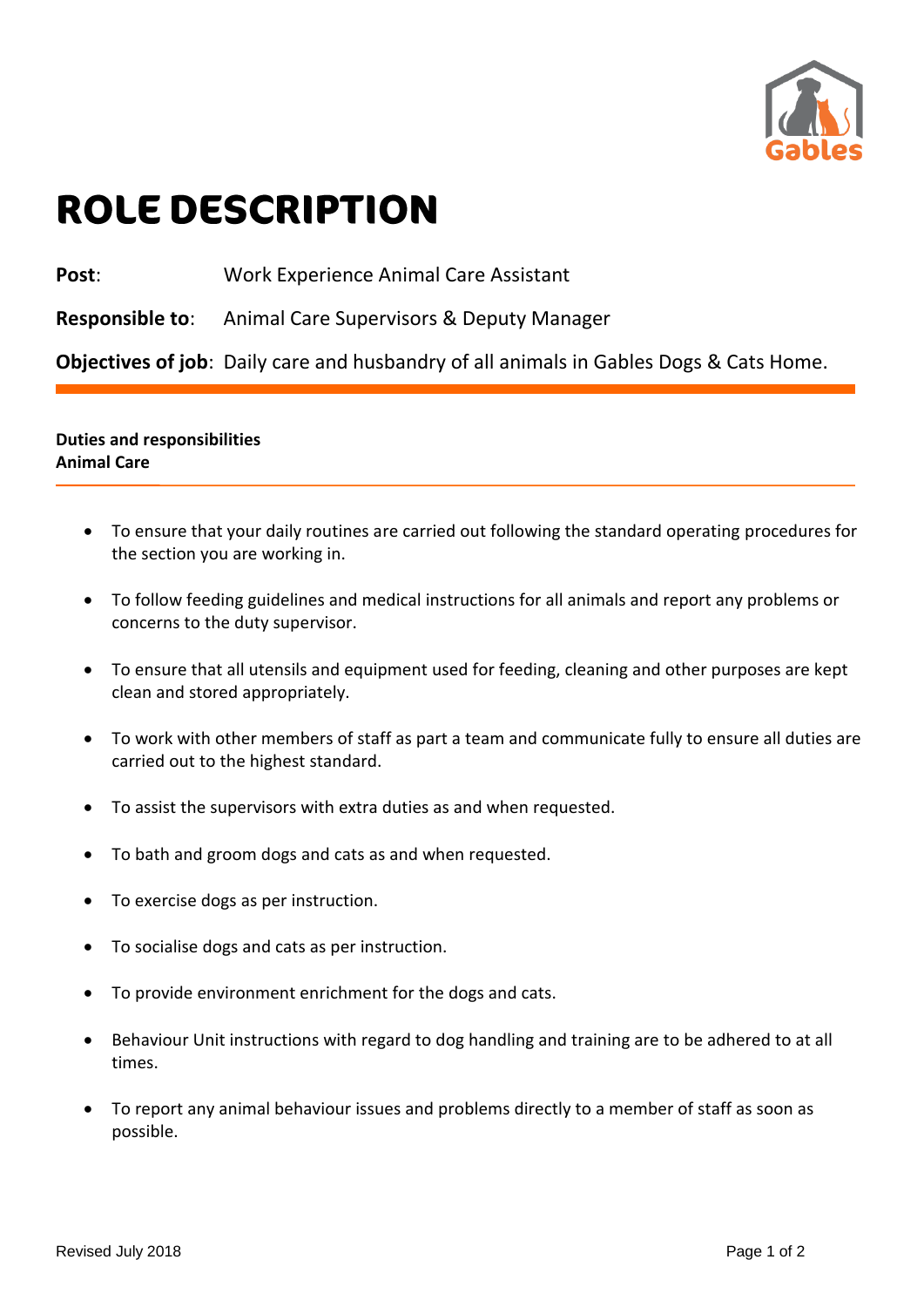# ROLE DESCRIPTION

**Post**: Work Experience Animal Care Assistant

**Responsible to**: Animal Care Supervisors & Deputy Manager

**Objectives of job**: Daily care and husbandry of all animals in Gables Dogs & Cats Home.

**Duties and responsibilities**
**Animal Care**

- To ensure that your daily routines are carried out following the standard operating procedures for the section you are working in.
- To follow feeding guidelines and medical instructions for all animals and report any problems or concerns to the duty supervisor.
- To ensure that all utensils and equipment used for feeding, cleaning and other purposes are kept clean and stored appropriately.
- To work with other members of staff as part a team and communicate fully to ensure all duties are carried out to the highest standard.
- To assist the supervisors with extra duties as and when requested.
- To bath and groom dogs and cats as and when requested.
- To exercise dogs as per instruction.
- To socialise dogs and cats as per instruction.
- To provide environment enrichment for the dogs and cats.
- Behaviour Unit instructions with regard to dog handling and training are to be adhered to at all times.
- To report any animal behaviour issues and problems directly to a member of staff as soon as possible.

Revised July 2018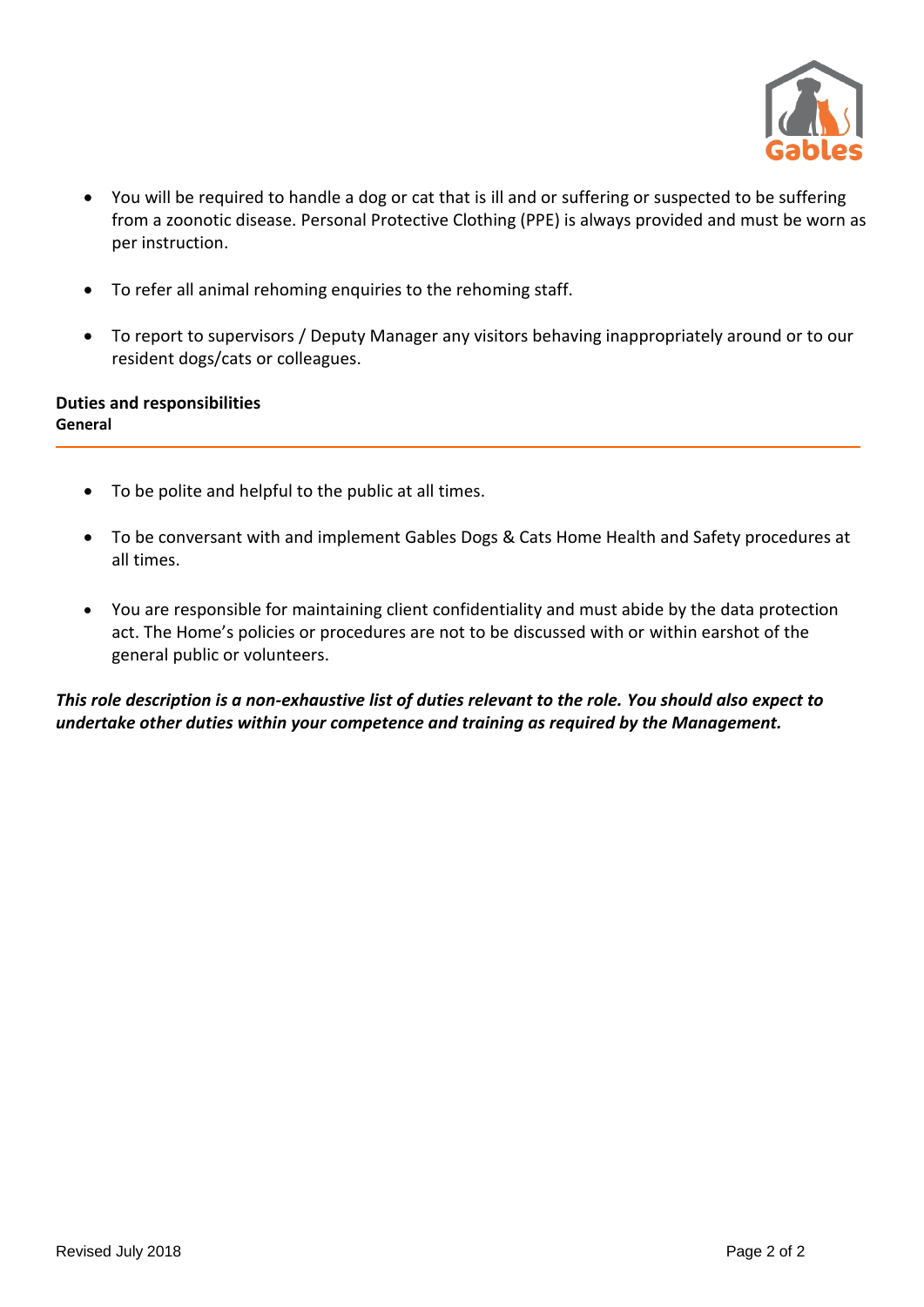- You will be required to handle a dog or cat that is ill and or suffering or suspected to be suffering from a zoonotic disease. Personal Protective Clothing (PPE) is always provided and must be worn as per instruction.

- To refer all animal rehoming enquiries to the rehoming staff.

- To report to supervisors / Deputy Manager any visitors behaving inappropriately around or to our resident dogs/cats or colleagues.

**Duties and responsibilities**
**General**

- To be polite and helpful to the public at all times.

- To be conversant with and implement Gables Dogs & Cats Home Health and Safety procedures at all times.

- You are responsible for maintaining client confidentiality and must abide by the data protection act. The Home's policies or procedures are not to be discussed with or within earshot of the general public or volunteers.

***This role description is a non-exhaustive list of duties relevant to the role. You should also expect to undertake other duties within your competence and training as required by the Management.***

Revised July 2018